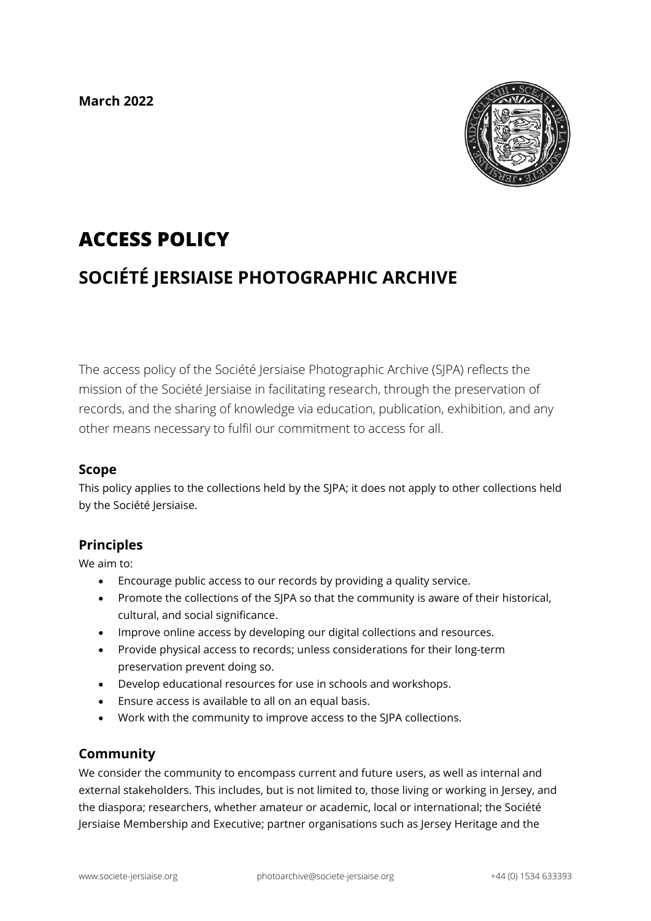**March 2022**

# ACCESS POLICY

## SOCIÉTÉ JERSIAISE PHOTOGRAPHIC ARCHIVE

The access policy of the Société Jersiaise Photographic Archive (SJPA) reflects the mission of the Société Jersiaise in facilitating research, through the preservation of records, and the sharing of knowledge via education, publication, exhibition, and any other means necessary to fulfil our commitment to access for all.

### Scope

This policy applies to the collections held by the SJPA; it does not apply to other collections held by the Société Jersiaise.

### Principles

We aim to:

- Encourage public access to our records by providing a quality service.
- Promote the collections of the SJPA so that the community is aware of their historical, cultural, and social significance.
- Improve online access by developing our digital collections and resources.
- Provide physical access to records; unless considerations for their long-term preservation prevent doing so.
- Develop educational resources for use in schools and workshops.
- Ensure access is available to all on an equal basis.
- Work with the community to improve access to the SJPA collections.

### Community

We consider the community to encompass current and future users, as well as internal and external stakeholders. This includes, but is not limited to, those living or working in Jersey, and the diaspora; researchers, whether amateur or academic, local or international; the Société Jersiaise Membership and Executive; partner organisations such as Jersey Heritage and the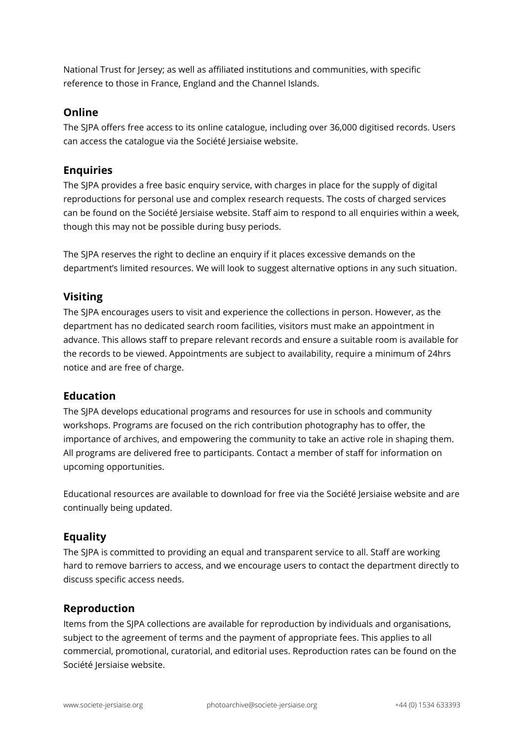National Trust for Jersey; as well as affiliated institutions and communities, with specific reference to those in France, England and the Channel Islands.

## Online

The SJPA offers free access to its online catalogue, including over 36,000 digitised records. Users can access the catalogue via the Société Jersiaise website.

## Enquiries

The SJPA provides a free basic enquiry service, with charges in place for the supply of digital reproductions for personal use and complex research requests. The costs of charged services can be found on the Société Jersiaise website. Staff aim to respond to all enquiries within a week, though this may not be possible during busy periods.

The SJPA reserves the right to decline an enquiry if it places excessive demands on the department's limited resources. We will look to suggest alternative options in any such situation.

## Visiting

The SJPA encourages users to visit and experience the collections in person. However, as the department has no dedicated search room facilities, visitors must make an appointment in advance. This allows staff to prepare relevant records and ensure a suitable room is available for the records to be viewed. Appointments are subject to availability, require a minimum of 24hrs notice and are free of charge.

## Education

The SJPA develops educational programs and resources for use in schools and community workshops. Programs are focused on the rich contribution photography has to offer, the importance of archives, and empowering the community to take an active role in shaping them. All programs are delivered free to participants. Contact a member of staff for information on upcoming opportunities.

Educational resources are available to download for free via the Société Jersiaise website and are continually being updated.

## Equality

The SJPA is committed to providing an equal and transparent service to all. Staff are working hard to remove barriers to access, and we encourage users to contact the department directly to discuss specific access needs.

## Reproduction

Items from the SJPA collections are available for reproduction by individuals and organisations, subject to the agreement of terms and the payment of appropriate fees. This applies to all commercial, promotional, curatorial, and editorial uses. Reproduction rates can be found on the Société Jersiaise website.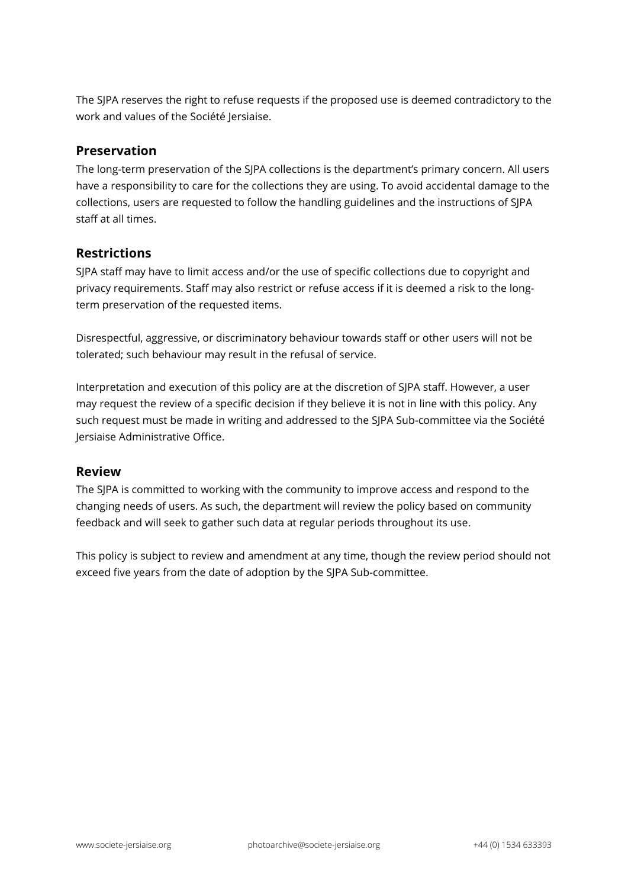The SJPA reserves the right to refuse requests if the proposed use is deemed contradictory to the work and values of the Société Jersiaise.

## Preservation

The long-term preservation of the SJPA collections is the department's primary concern. All users have a responsibility to care for the collections they are using. To avoid accidental damage to the collections, users are requested to follow the handling guidelines and the instructions of SJPA staff at all times.

## Restrictions

SJPA staff may have to limit access and/or the use of specific collections due to copyright and privacy requirements. Staff may also restrict or refuse access if it is deemed a risk to the long-term preservation of the requested items.

Disrespectful, aggressive, or discriminatory behaviour towards staff or other users will not be tolerated; such behaviour may result in the refusal of service.

Interpretation and execution of this policy are at the discretion of SJPA staff. However, a user may request the review of a specific decision if they believe it is not in line with this policy. Any such request must be made in writing and addressed to the SJPA Sub-committee via the Société Jersiaise Administrative Office.

## Review

The SJPA is committed to working with the community to improve access and respond to the changing needs of users. As such, the department will review the policy based on community feedback and will seek to gather such data at regular periods throughout its use.

This policy is subject to review and amendment at any time, though the review period should not exceed five years from the date of adoption by the SJPA Sub-committee.